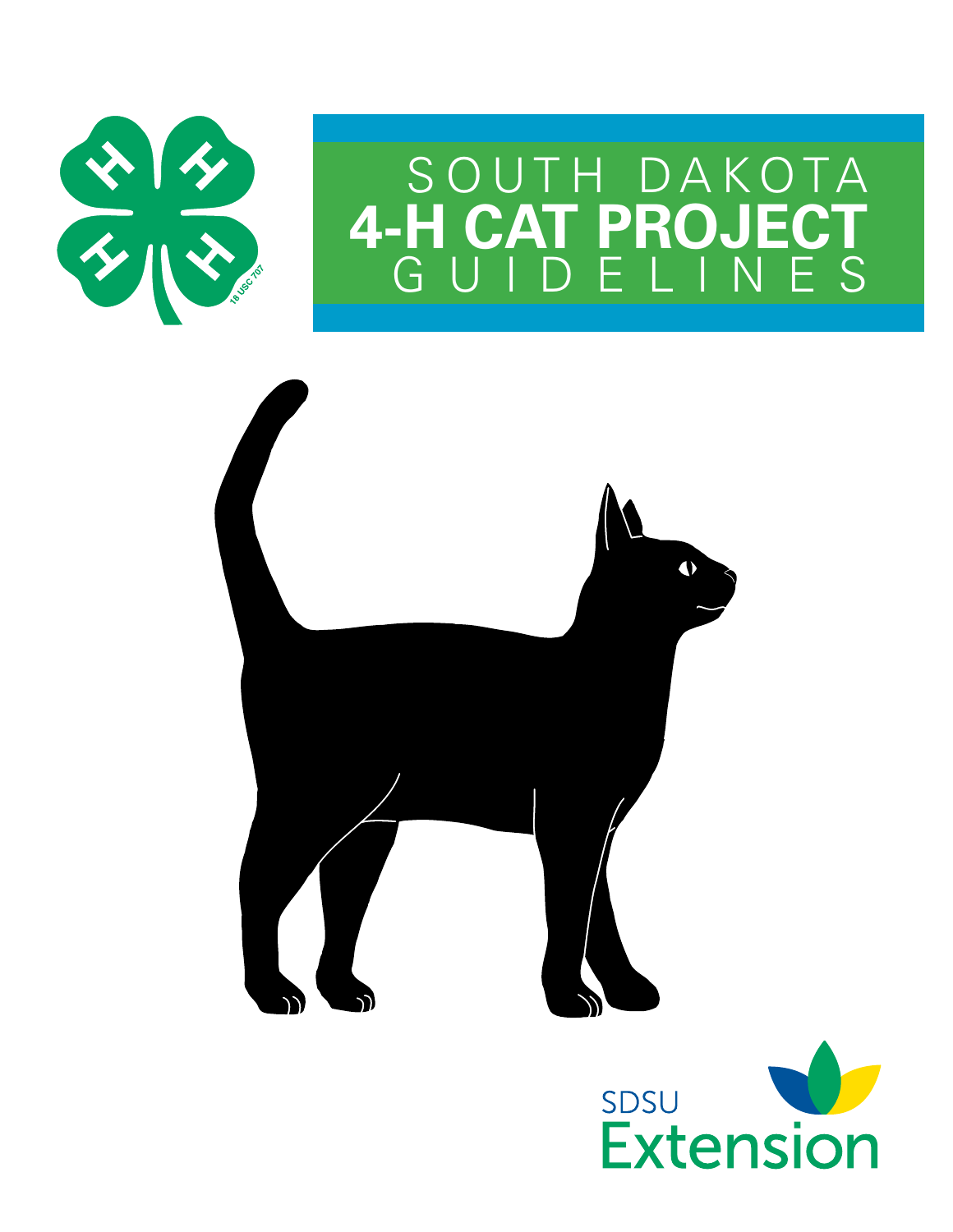# SOUTH DAKOTA 4-H CAT PROJECT GUIDELINES

SDSU Extension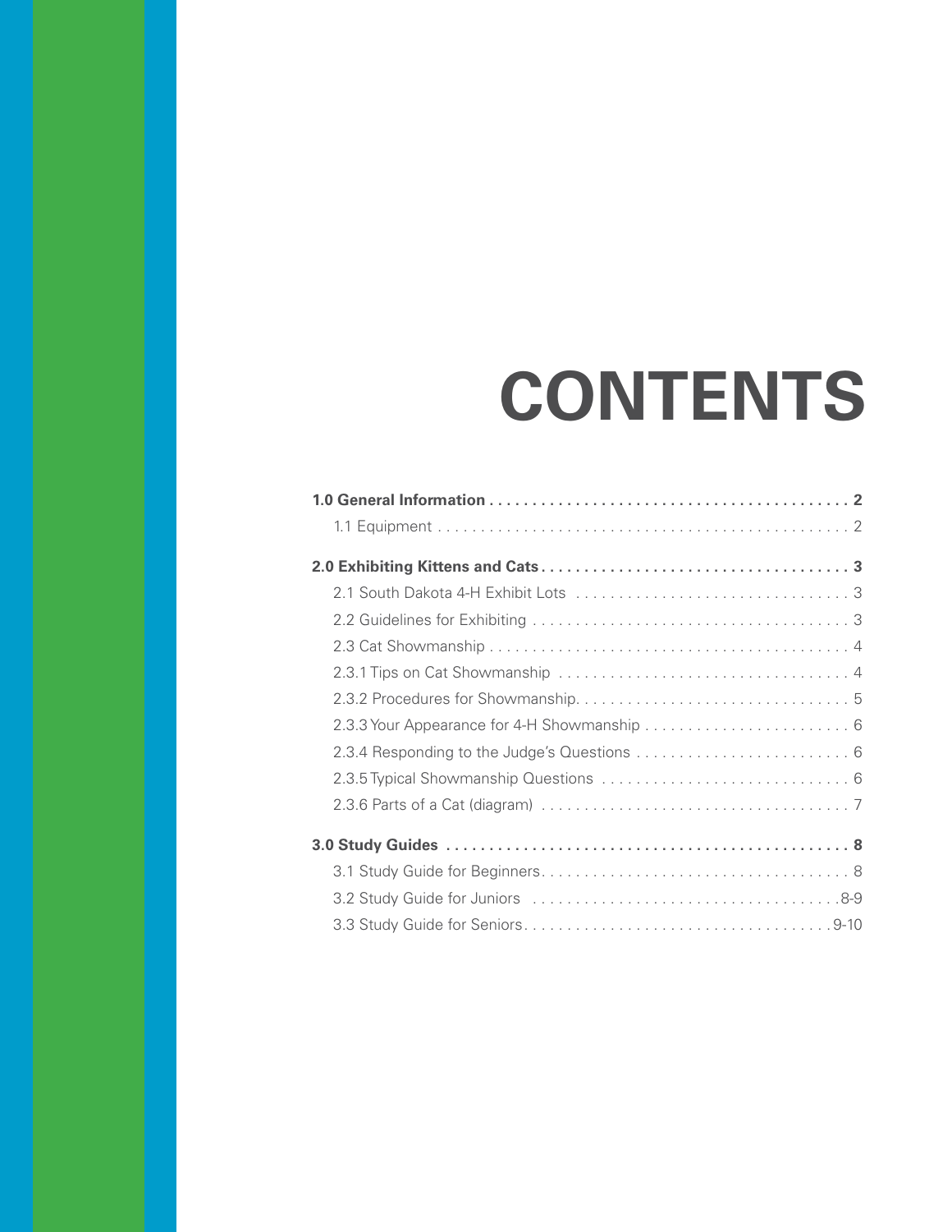# CONTENTS

**1.0 General Information . . . . . . . . . . . . . . . . . . . . . . . . . . . . . . . . . . . . . . . . . 2**

1.1 Equipment . . . . . . . . . . . . . . . . . . . . . . . . . . . . . . . . . . . . . . . . . . . . . . . . 2

**2.0 Exhibiting Kittens and Cats . . . . . . . . . . . . . . . . . . . . . . . . . . . . . . . . . . . 3**

2.1 South Dakota 4-H Exhibit Lots . . . . . . . . . . . . . . . . . . . . . . . . . . . . . . . . 3

2.2 Guidelines for Exhibiting . . . . . . . . . . . . . . . . . . . . . . . . . . . . . . . . . . . . . 3

2.3 Cat Showmanship . . . . . . . . . . . . . . . . . . . . . . . . . . . . . . . . . . . . . . . . . . 4

2.3.1 Tips on Cat Showmanship . . . . . . . . . . . . . . . . . . . . . . . . . . . . . . . . . 4

2.3.2 Procedures for Showmanship. . . . . . . . . . . . . . . . . . . . . . . . . . . . . . . . 5

2.3.3 Your Appearance for 4-H Showmanship . . . . . . . . . . . . . . . . . . . . . . . . 6

2.3.4 Responding to the Judge's Questions . . . . . . . . . . . . . . . . . . . . . . . . . 6

2.3.5 Typical Showmanship Questions . . . . . . . . . . . . . . . . . . . . . . . . . . . . 6

2.3.6 Parts of a Cat (diagram) . . . . . . . . . . . . . . . . . . . . . . . . . . . . . . . . . . . 7

**3.0 Study Guides . . . . . . . . . . . . . . . . . . . . . . . . . . . . . . . . . . . . . . . . . . . . . . . 8**

3.1 Study Guide for Beginners. . . . . . . . . . . . . . . . . . . . . . . . . . . . . . . . . . . . 8

3.2 Study Guide for Juniors . . . . . . . . . . . . . . . . . . . . . . . . . . . . . . . . . . . . .8-9

3.3 Study Guide for Seniors. . . . . . . . . . . . . . . . . . . . . . . . . . . . . . . . . . . . 9-10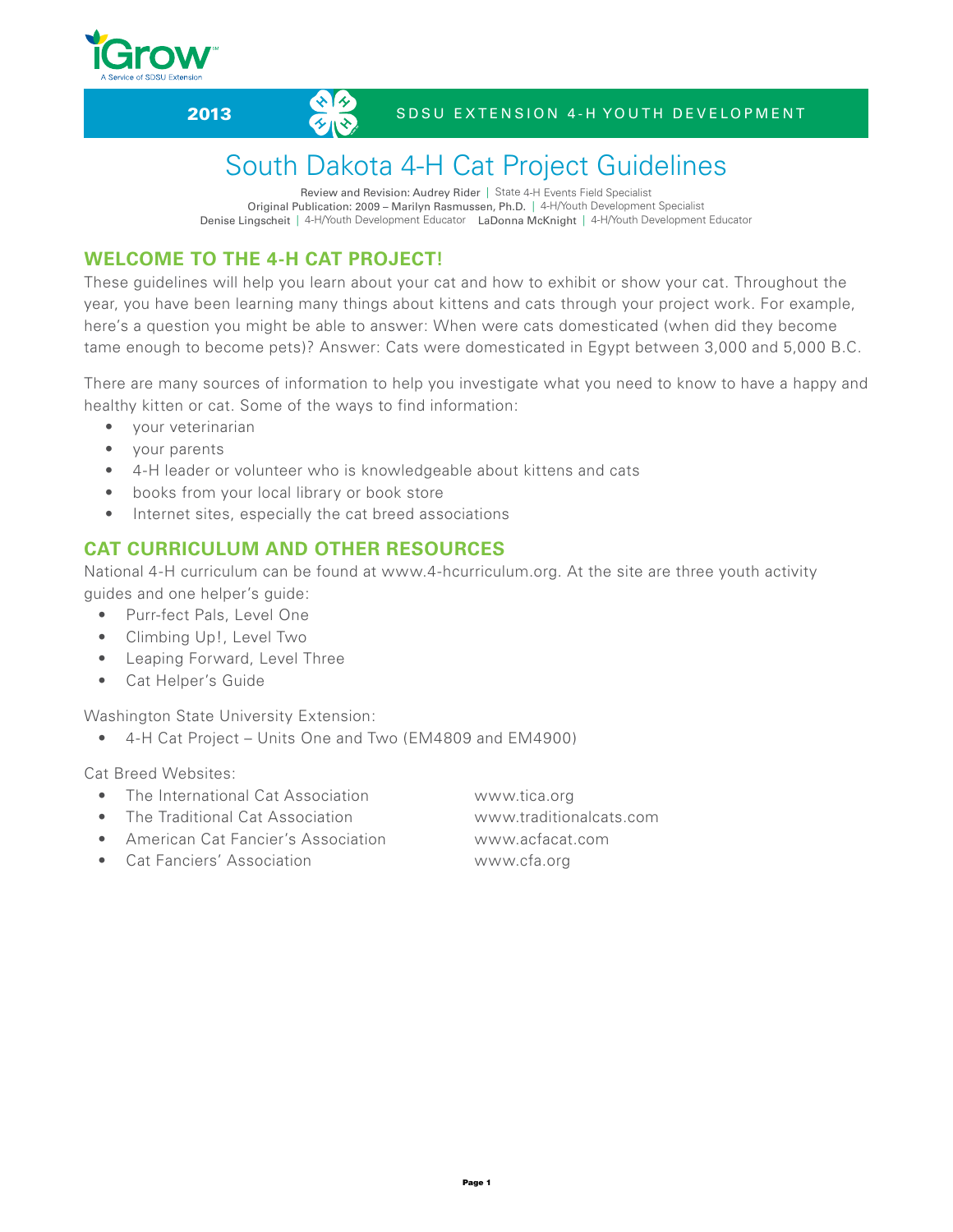2013 SDSU EXTENSION 4-H YOUTH DEVELOPMENT

# South Dakota 4-H Cat Project Guidelines

Review and Revision: Audrey Rider | State 4-H Events Field Specialist
Original Publication: 2009 – Marilyn Rasmussen, Ph.D. | 4-H/Youth Development Specialist
Denise Lingscheit | 4-H/Youth Development Educator LaDonna McKnight | 4-H/Youth Development Educator

## WELCOME TO THE 4-H CAT PROJECT!

These guidelines will help you learn about your cat and how to exhibit or show your cat. Throughout the year, you have been learning many things about kittens and cats through your project work. For example, here's a question you might be able to answer: When were cats domesticated (when did they become tame enough to become pets)? Answer: Cats were domesticated in Egypt between 3,000 and 5,000 B.C.

There are many sources of information to help you investigate what you need to know to have a happy and healthy kitten or cat. Some of the ways to find information:

- your veterinarian
- your parents
- 4-H leader or volunteer who is knowledgeable about kittens and cats
- books from your local library or book store
- Internet sites, especially the cat breed associations

## CAT CURRICULUM AND OTHER RESOURCES

National 4-H curriculum can be found at www.4-hcurriculum.org. At the site are three youth activity guides and one helper's guide:

- Purr-fect Pals, Level One
- Climbing Up!, Level Two
- Leaping Forward, Level Three
- Cat Helper's Guide

Washington State University Extension:

- 4-H Cat Project – Units One and Two (EM4809 and EM4900)

Cat Breed Websites:

- The International Cat Association www.tica.org
- The Traditional Cat Association www.traditionalcats.com
- American Cat Fancier's Association www.acfacat.com
- Cat Fanciers' Association www.cfa.org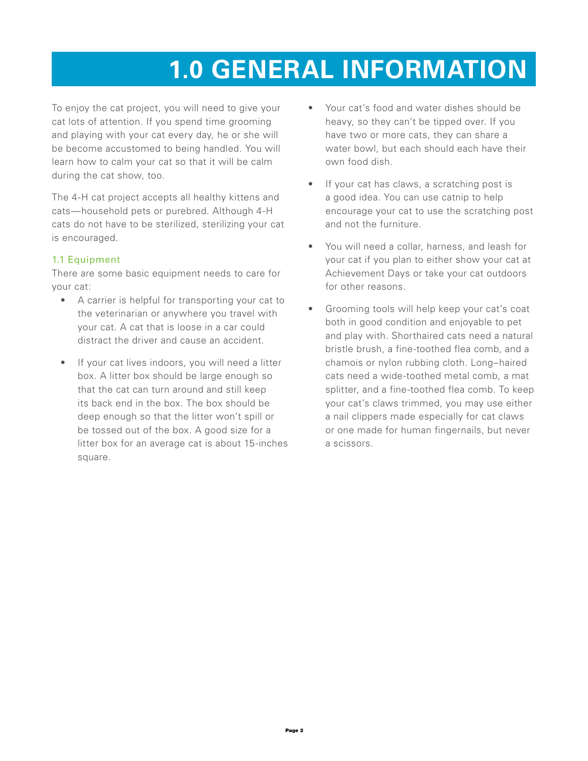# 1.0 GENERAL INFORMATION

To enjoy the cat project, you will need to give your cat lots of attention. If you spend time grooming and playing with your cat every day, he or she will be become accustomed to being handled. You will learn how to calm your cat so that it will be calm during the cat show, too.

The 4-H cat project accepts all healthy kittens and cats—household pets or purebred. Although 4-H cats do not have to be sterilized, sterilizing your cat is encouraged.

## 1.1 Equipment

There are some basic equipment needs to care for your cat:

- A carrier is helpful for transporting your cat to the veterinarian or anywhere you travel with your cat. A cat that is loose in a car could distract the driver and cause an accident.
- If your cat lives indoors, you will need a litter box. A litter box should be large enough so that the cat can turn around and still keep its back end in the box. The box should be deep enough so that the litter won't spill or be tossed out of the box. A good size for a litter box for an average cat is about 15-inches square.
- Your cat's food and water dishes should be heavy, so they can't be tipped over. If you have two or more cats, they can share a water bowl, but each should each have their own food dish.
- If your cat has claws, a scratching post is a good idea. You can use catnip to help encourage your cat to use the scratching post and not the furniture.
- You will need a collar, harness, and leash for your cat if you plan to either show your cat at Achievement Days or take your cat outdoors for other reasons.
- Grooming tools will help keep your cat's coat both in good condition and enjoyable to pet and play with. Shorthaired cats need a natural bristle brush, a fine-toothed flea comb, and a chamois or nylon rubbing cloth. Long–haired cats need a wide-toothed metal comb, a mat splitter, and a fine-toothed flea comb. To keep your cat's claws trimmed, you may use either a nail clippers made especially for cat claws or one made for human fingernails, but never a scissors.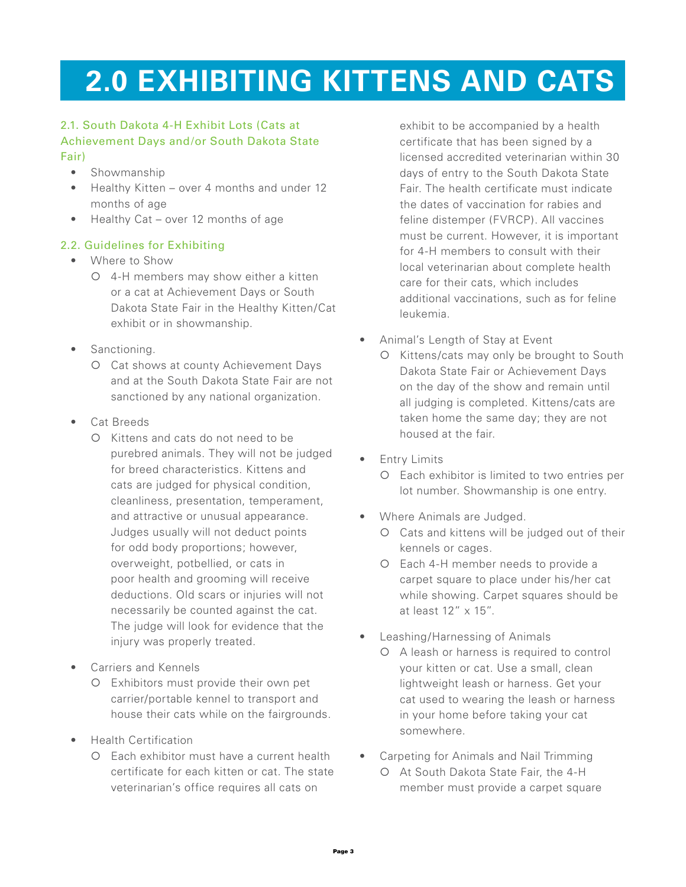# 2.0 EXHIBITING KITTENS AND CATS

### 2.1. South Dakota 4-H Exhibit Lots (Cats at Achievement Days and/or South Dakota State Fair)

- Showmanship
- Healthy Kitten – over 4 months and under 12 months of age
- Healthy Cat – over 12 months of age

### 2.2. Guidelines for Exhibiting

- Where to Show
  - 4-H members may show either a kitten or a cat at Achievement Days or South Dakota State Fair in the Healthy Kitten/Cat exhibit or in showmanship.
- Sanctioning.
  - Cat shows at county Achievement Days and at the South Dakota State Fair are not sanctioned by any national organization.
- Cat Breeds
  - Kittens and cats do not need to be purebred animals. They will not be judged for breed characteristics. Kittens and cats are judged for physical condition, cleanliness, presentation, temperament, and attractive or unusual appearance. Judges usually will not deduct points for odd body proportions; however, overweight, potbellied, or cats in poor health and grooming will receive deductions. Old scars or injuries will not necessarily be counted against the cat. The judge will look for evidence that the injury was properly treated.
- Carriers and Kennels
  - Exhibitors must provide their own pet carrier/portable kennel to transport and house their cats while on the fairgrounds.
- Health Certification
  - Each exhibitor must have a current health certificate for each kitten or cat. The state veterinarian's office requires all cats on exhibit to be accompanied by a health certificate that has been signed by a licensed accredited veterinarian within 30 days of entry to the South Dakota State Fair. The health certificate must indicate the dates of vaccination for rabies and feline distemper (FVRCP). All vaccines must be current. However, it is important for 4-H members to consult with their local veterinarian about complete health care for their cats, which includes additional vaccinations, such as for feline leukemia.
- Animal's Length of Stay at Event
  - Kittens/cats may only be brought to South Dakota State Fair or Achievement Days on the day of the show and remain until all judging is completed. Kittens/cats are taken home the same day; they are not housed at the fair.
- Entry Limits
  - Each exhibitor is limited to two entries per lot number. Showmanship is one entry.
- Where Animals are Judged.
  - Cats and kittens will be judged out of their kennels or cages.
  - Each 4-H member needs to provide a carpet square to place under his/her cat while showing. Carpet squares should be at least 12" x 15".
- Leashing/Harnessing of Animals
  - A leash or harness is required to control your kitten or cat. Use a small, clean lightweight leash or harness. Get your cat used to wearing the leash or harness in your home before taking your cat somewhere.
- Carpeting for Animals and Nail Trimming
  - At South Dakota State Fair, the 4-H member must provide a carpet square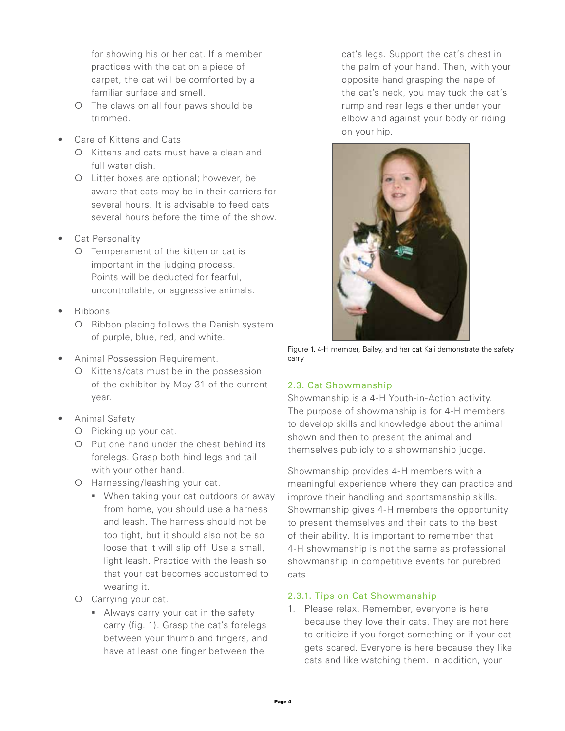for showing his or her cat. If a member practices with the cat on a piece of carpet, the cat will be comforted by a familiar surface and smell.
    - The claws on all four paws should be trimmed.

- Care of Kittens and Cats
    - Kittens and cats must have a clean and full water dish.
    - Litter boxes are optional; however, be aware that cats may be in their carriers for several hours. It is advisable to feed cats several hours before the time of the show.

- Cat Personality
    - Temperament of the kitten or cat is important in the judging process. Points will be deducted for fearful, uncontrollable, or aggressive animals.

- Ribbons
    - Ribbon placing follows the Danish system of purple, blue, red, and white.

- Animal Possession Requirement.
    - Kittens/cats must be in the possession of the exhibitor by May 31 of the current year.

- Animal Safety
    - Picking up your cat.
    - Put one hand under the chest behind its forelegs. Grasp both hind legs and tail with your other hand.
    - Harnessing/leashing your cat.
        - When taking your cat outdoors or away from home, you should use a harness and leash. The harness should not be too tight, but it should also not be so loose that it will slip off. Use a small, light leash. Practice with the leash so that your cat becomes accustomed to wearing it.
    - Carrying your cat.
        - Always carry your cat in the safety carry (fig. 1). Grasp the cat's forelegs between your thumb and fingers, and have at least one finger between the cat's legs. Support the cat's chest in the palm of your hand. Then, with your opposite hand grasping the nape of the cat's neck, you may tuck the cat's rump and rear legs either under your elbow and against your body or riding on your hip.

Figure 1. 4-H member, Bailey, and her cat Kali demonstrate the safety carry

### 2.3. Cat Showmanship

Showmanship is a 4-H Youth-in-Action activity. The purpose of showmanship is for 4-H members to develop skills and knowledge about the animal shown and then to present the animal and themselves publicly to a showmanship judge.

Showmanship provides 4-H members with a meaningful experience where they can practice and improve their handling and sportsmanship skills. Showmanship gives 4-H members the opportunity to present themselves and their cats to the best of their ability. It is important to remember that 4-H showmanship is not the same as professional showmanship in competitive events for purebred cats.

#### 2.3.1. Tips on Cat Showmanship

1. Please relax. Remember, everyone is here because they love their cats. They are not here to criticize if you forget something or if your cat gets scared. Everyone is here because they like cats and like watching them. In addition, your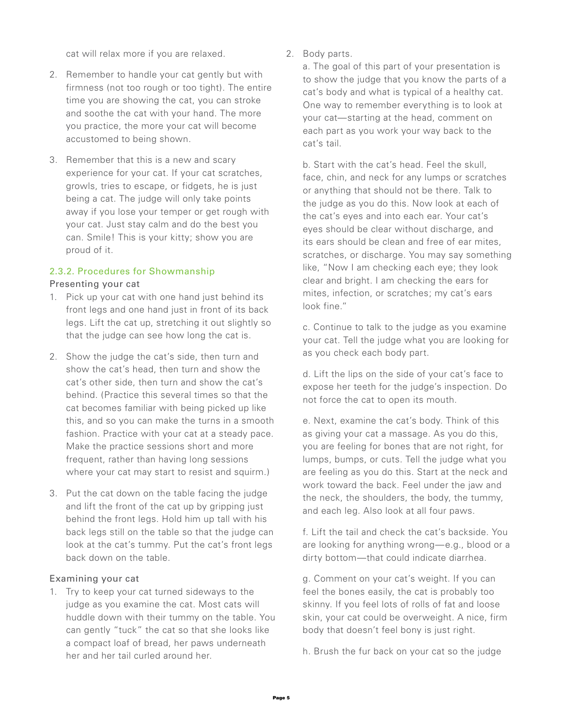cat will relax more if you are relaxed.

2. Remember to handle your cat gently but with firmness (not too rough or too tight). The entire time you are showing the cat, you can stroke and soothe the cat with your hand. The more you practice, the more your cat will become accustomed to being shown.

3. Remember that this is a new and scary experience for your cat. If your cat scratches, growls, tries to escape, or fidgets, he is just being a cat. The judge will only take points away if you lose your temper or get rough with your cat. Just stay calm and do the best you can. Smile! This is your kitty; show you are proud of it.

### 2.3.2. Procedures for Showmanship

#### Presenting your cat

1. Pick up your cat with one hand just behind its front legs and one hand just in front of its back legs. Lift the cat up, stretching it out slightly so that the judge can see how long the cat is.

2. Show the judge the cat's side, then turn and show the cat's head, then turn and show the cat's other side, then turn and show the cat's behind. (Practice this several times so that the cat becomes familiar with being picked up like this, and so you can make the turns in a smooth fashion. Practice with your cat at a steady pace. Make the practice sessions short and more frequent, rather than having long sessions where your cat may start to resist and squirm.)

3. Put the cat down on the table facing the judge and lift the front of the cat up by gripping just behind the front legs. Hold him up tall with his back legs still on the table so that the judge can look at the cat's tummy. Put the cat's front legs back down on the table.

#### Examining your cat

1. Try to keep your cat turned sideways to the judge as you examine the cat. Most cats will huddle down with their tummy on the table. You can gently "tuck" the cat so that she looks like a compact loaf of bread, her paws underneath her and her tail curled around her.

2. Body parts.

   a. The goal of this part of your presentation is to show the judge that you know the parts of a cat's body and what is typical of a healthy cat. One way to remember everything is to look at your cat—starting at the head, comment on each part as you work your way back to the cat's tail.

   b. Start with the cat's head. Feel the skull, face, chin, and neck for any lumps or scratches or anything that should not be there. Talk to the judge as you do this. Now look at each of the cat's eyes and into each ear. Your cat's eyes should be clear without discharge, and its ears should be clean and free of ear mites, scratches, or discharge. You may say something like, "Now I am checking each eye; they look clear and bright. I am checking the ears for mites, infection, or scratches; my cat's ears look fine."

   c. Continue to talk to the judge as you examine your cat. Tell the judge what you are looking for as you check each body part.

   d. Lift the lips on the side of your cat's face to expose her teeth for the judge's inspection. Do not force the cat to open its mouth.

   e. Next, examine the cat's body. Think of this as giving your cat a massage. As you do this, you are feeling for bones that are not right, for lumps, bumps, or cuts. Tell the judge what you are feeling as you do this. Start at the neck and work toward the back. Feel under the jaw and the neck, the shoulders, the body, the tummy, and each leg. Also look at all four paws.

   f. Lift the tail and check the cat's backside. You are looking for anything wrong—e.g., blood or a dirty bottom—that could indicate diarrhea.

   g. Comment on your cat's weight. If you can feel the bones easily, the cat is probably too skinny. If you feel lots of rolls of fat and loose skin, your cat could be overweight. A nice, firm body that doesn't feel bony is just right.

   h. Brush the fur back on your cat so the judge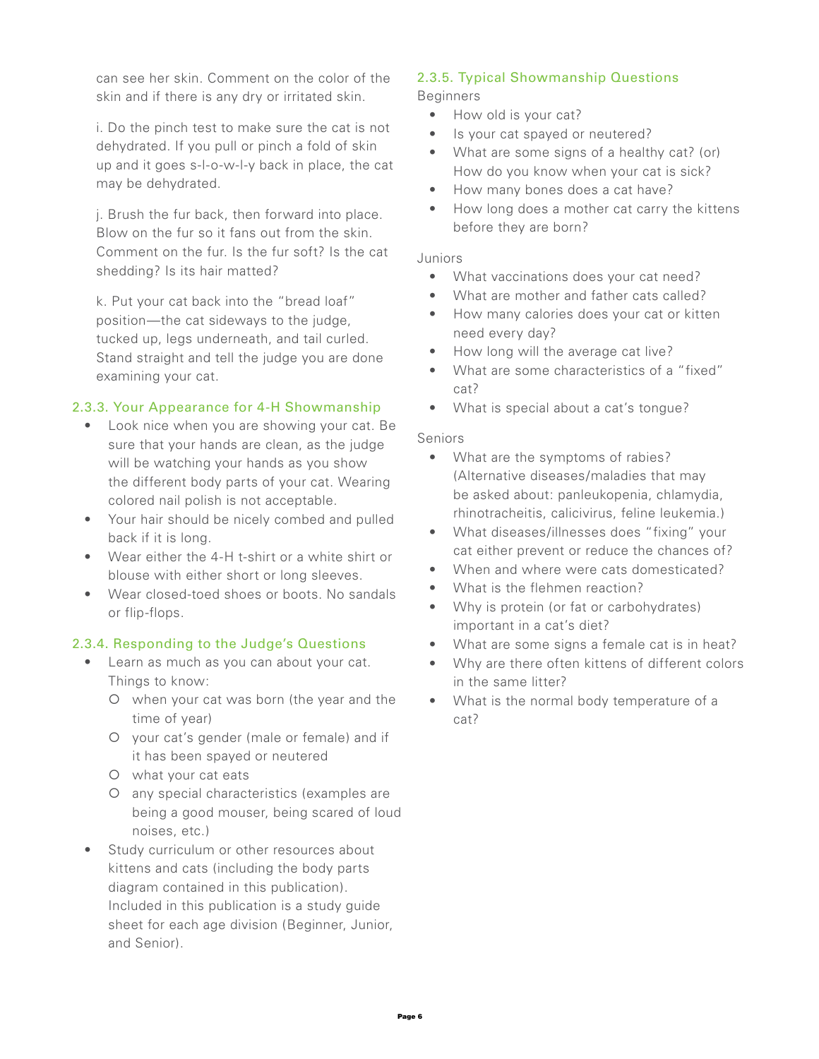can see her skin. Comment on the color of the skin and if there is any dry or irritated skin.

i. Do the pinch test to make sure the cat is not dehydrated. If you pull or pinch a fold of skin up and it goes s-l-o-w-l-y back in place, the cat may be dehydrated.

j. Brush the fur back, then forward into place. Blow on the fur so it fans out from the skin. Comment on the fur. Is the fur soft? Is the cat shedding? Is its hair matted?

k. Put your cat back into the "bread loaf" position—the cat sideways to the judge, tucked up, legs underneath, and tail curled. Stand straight and tell the judge you are done examining your cat.

### 2.3.3. Your Appearance for 4-H Showmanship

- Look nice when you are showing your cat. Be sure that your hands are clean, as the judge will be watching your hands as you show the different body parts of your cat. Wearing colored nail polish is not acceptable.
- Your hair should be nicely combed and pulled back if it is long.
- Wear either the 4-H t-shirt or a white shirt or blouse with either short or long sleeves.
- Wear closed-toed shoes or boots. No sandals or flip-flops.

### 2.3.4. Responding to the Judge's Questions

- Learn as much as you can about your cat. Things to know:
  - when your cat was born (the year and the time of year)
  - your cat's gender (male or female) and if it has been spayed or neutered
  - what your cat eats
  - any special characteristics (examples are being a good mouser, being scared of loud noises, etc.)
- Study curriculum or other resources about kittens and cats (including the body parts diagram contained in this publication). Included in this publication is a study guide sheet for each age division (Beginner, Junior, and Senior).

### 2.3.5. Typical Showmanship Questions

Beginners

- How old is your cat?
- Is your cat spayed or neutered?
- What are some signs of a healthy cat? (or) How do you know when your cat is sick?
- How many bones does a cat have?
- How long does a mother cat carry the kittens before they are born?

Juniors

- What vaccinations does your cat need?
- What are mother and father cats called?
- How many calories does your cat or kitten need every day?
- How long will the average cat live?
- What are some characteristics of a "fixed" cat?
- What is special about a cat's tongue?

Seniors

- What are the symptoms of rabies? (Alternative diseases/maladies that may be asked about: panleukopenia, chlamydia, rhinotracheitis, calicivirus, feline leukemia.)
- What diseases/illnesses does "fixing" your cat either prevent or reduce the chances of?
- When and where were cats domesticated?
- What is the flehmen reaction?
- Why is protein (or fat or carbohydrates) important in a cat's diet?
- What are some signs a female cat is in heat?
- Why are there often kittens of different colors in the same litter?
- What is the normal body temperature of a cat?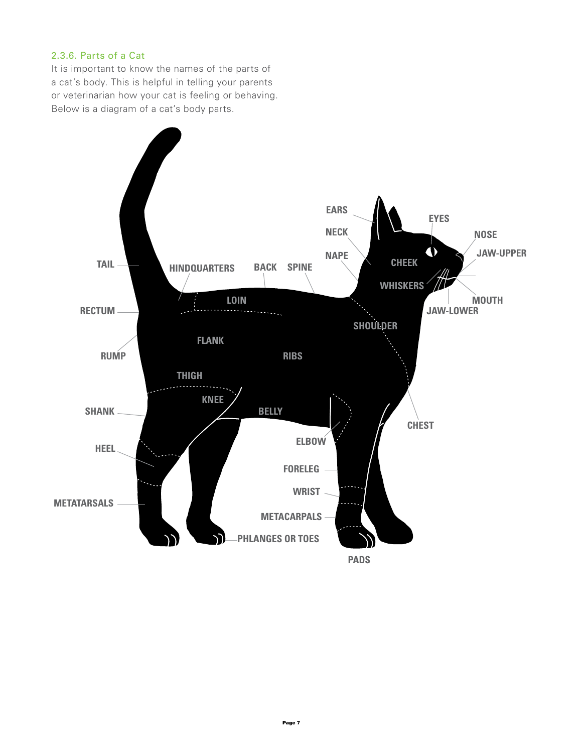### 2.3.6. Parts of a Cat

It is important to know the names of the parts of a cat's body. This is helpful in telling your parents or veterinarian how your cat is feeling or behaving. Below is a diagram of a cat's body parts.

EARS
NECK
NAPE
EYES
NOSE
JAW-UPPER
CHEEK
WHISKERS
MOUTH
JAW-LOWER
TAIL
HINDQUARTERS
BACK
SPINE
LOIN
RECTUM
FLANK
RUMP
RIBS
SHOULDER
THIGH
KNEE
BELLY
SHANK
CHEST
ELBOW
HEEL
FORELEG
WRIST
METATARSALS
METACARPALS
PHLANGES OR TOES
PADS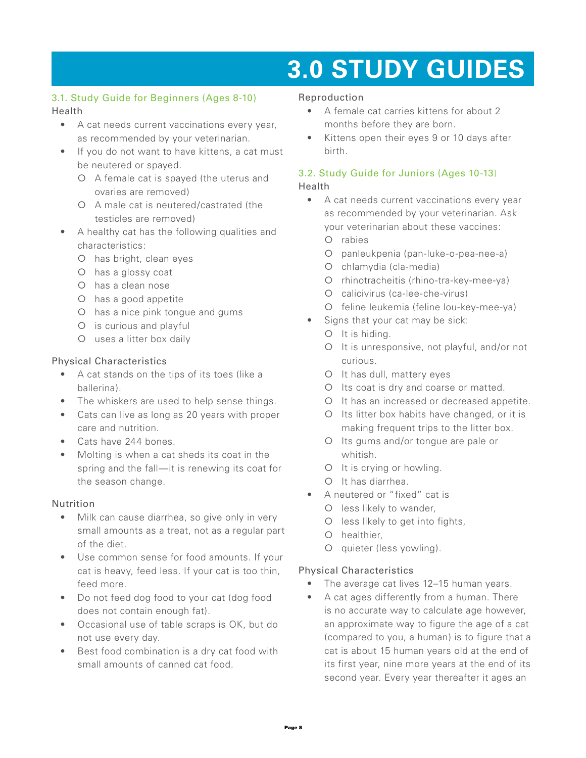# 3.0 STUDY GUIDES

## 3.1. Study Guide for Beginners (Ages 8-10)

### Health

- A cat needs current vaccinations every year, as recommended by your veterinarian.
- If you do not want to have kittens, a cat must be neutered or spayed.
  - A female cat is spayed (the uterus and ovaries are removed)
  - A male cat is neutered/castrated (the testicles are removed)
- A healthy cat has the following qualities and characteristics:
  - has bright, clean eyes
  - has a glossy coat
  - has a clean nose
  - has a good appetite
  - has a nice pink tongue and gums
  - is curious and playful
  - uses a litter box daily

### Physical Characteristics

- A cat stands on the tips of its toes (like a ballerina).
- The whiskers are used to help sense things.
- Cats can live as long as 20 years with proper care and nutrition.
- Cats have 244 bones.
- Molting is when a cat sheds its coat in the spring and the fall—it is renewing its coat for the season change.

### Nutrition

- Milk can cause diarrhea, so give only in very small amounts as a treat, not as a regular part of the diet.
- Use common sense for food amounts. If your cat is heavy, feed less. If your cat is too thin, feed more.
- Do not feed dog food to your cat (dog food does not contain enough fat).
- Occasional use of table scraps is OK, but do not use every day.
- Best food combination is a dry cat food with small amounts of canned cat food.

### Reproduction

- A female cat carries kittens for about 2 months before they are born.
- Kittens open their eyes 9 or 10 days after birth.

## 3.2. Study Guide for Juniors (Ages 10-13)

### Health

- A cat needs current vaccinations every year as recommended by your veterinarian. Ask your veterinarian about these vaccines:
  - rabies
  - panleukpenia (pan-luke-o-pea-nee-a)
  - chlamydia (cla-media)
  - rhinotracheitis (rhino-tra-key-mee-ya)
  - calicivirus (ca-lee-che-virus)
  - feline leukemia (feline lou-key-mee-ya)
- Signs that your cat may be sick:
  - It is hiding.
  - It is unresponsive, not playful, and/or not curious.
  - It has dull, mattery eyes
  - Its coat is dry and coarse or matted.
  - It has an increased or decreased appetite.
  - Its litter box habits have changed, or it is making frequent trips to the litter box.
  - Its gums and/or tongue are pale or whitish.
  - It is crying or howling.
  - It has diarrhea.
- A neutered or "fixed" cat is
  - less likely to wander,
  - less likely to get into fights,
  - healthier,
  - quieter (less yowling).

### Physical Characteristics

- The average cat lives 12–15 human years.
- A cat ages differently from a human. There is no accurate way to calculate age however, an approximate way to figure the age of a cat (compared to you, a human) is to figure that a cat is about 15 human years old at the end of its first year, nine more years at the end of its second year. Every year thereafter it ages an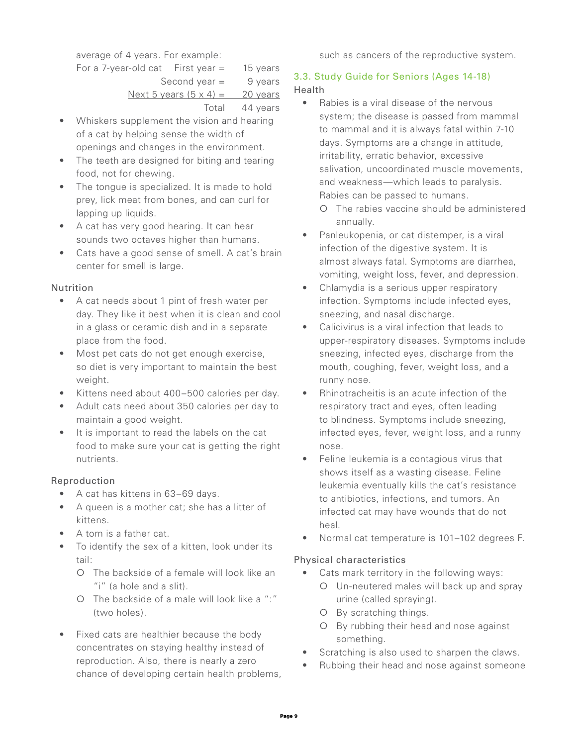average of 4 years. For example:

| For a 7-year-old cat | | |
|---|---|---|
| | First year = | 15 years |
| | Second year = | 9 years |
| | Next 5 years (5 x 4) = | 20 years |
| | Total | 44 years |

- Whiskers supplement the vision and hearing of a cat by helping sense the width of openings and changes in the environment.
- The teeth are designed for biting and tearing food, not for chewing.
- The tongue is specialized. It is made to hold prey, lick meat from bones, and can curl for lapping up liquids.
- A cat has very good hearing. It can hear sounds two octaves higher than humans.
- Cats have a good sense of smell. A cat's brain center for smell is large.

Nutrition

- A cat needs about 1 pint of fresh water per day. They like it best when it is clean and cool in a glass or ceramic dish and in a separate place from the food.
- Most pet cats do not get enough exercise, so diet is very important to maintain the best weight.
- Kittens need about 400–500 calories per day.
- Adult cats need about 350 calories per day to maintain a good weight.
- It is important to read the labels on the cat food to make sure your cat is getting the right nutrients.

Reproduction

- A cat has kittens in 63–69 days.
- A queen is a mother cat; she has a litter of kittens.
- A tom is a father cat.
- To identify the sex of a kitten, look under its tail:
  - The backside of a female will look like an "i" (a hole and a slit).
  - The backside of a male will look like a ":" (two holes).
- Fixed cats are healthier because the body concentrates on staying healthy instead of reproduction. Also, there is nearly a zero chance of developing certain health problems, such as cancers of the reproductive system.

### 3.3. Study Guide for Seniors (Ages 14-18)

Health

- Rabies is a viral disease of the nervous system; the disease is passed from mammal to mammal and it is always fatal within 7-10 days. Symptoms are a change in attitude, irritability, erratic behavior, excessive salivation, uncoordinated muscle movements, and weakness—which leads to paralysis. Rabies can be passed to humans.
  - The rabies vaccine should be administered annually.
- Panleukopenia, or cat distemper, is a viral infection of the digestive system. It is almost always fatal. Symptoms are diarrhea, vomiting, weight loss, fever, and depression.
- Chlamydia is a serious upper respiratory infection. Symptoms include infected eyes, sneezing, and nasal discharge.
- Calicivirus is a viral infection that leads to upper-respiratory diseases. Symptoms include sneezing, infected eyes, discharge from the mouth, coughing, fever, weight loss, and a runny nose.
- Rhinotracheitis is an acute infection of the respiratory tract and eyes, often leading to blindness. Symptoms include sneezing, infected eyes, fever, weight loss, and a runny nose.
- Feline leukemia is a contagious virus that shows itself as a wasting disease. Feline leukemia eventually kills the cat's resistance to antibiotics, infections, and tumors. An infected cat may have wounds that do not heal.
- Normal cat temperature is 101–102 degrees F.

Physical characteristics

- Cats mark territory in the following ways:
  - Un-neutered males will back up and spray urine (called spraying).
  - By scratching things.
  - By rubbing their head and nose against something.
- Scratching is also used to sharpen the claws.
- Rubbing their head and nose against someone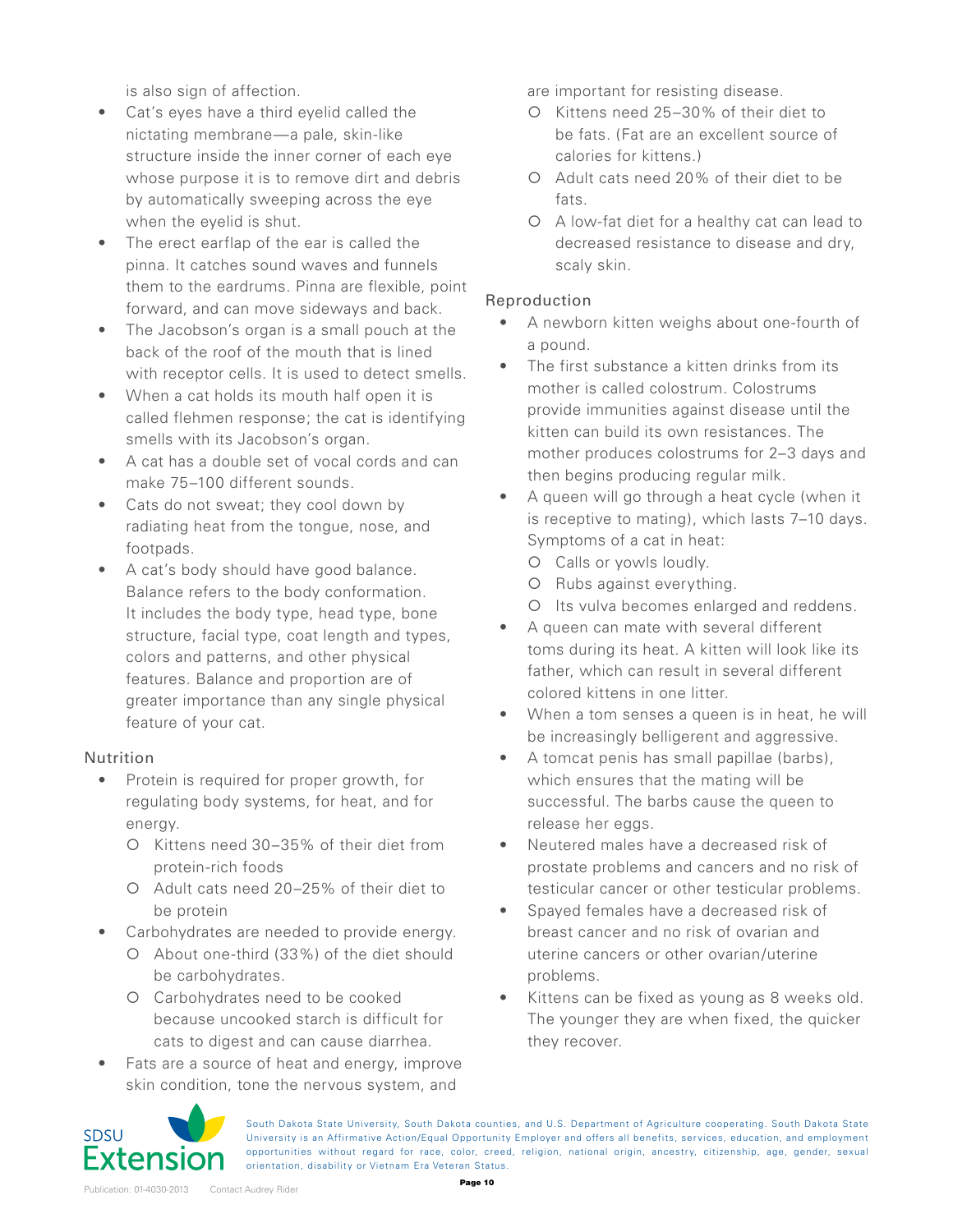is also sign of affection.

- Cat's eyes have a third eyelid called the nictating membrane—a pale, skin-like structure inside the inner corner of each eye whose purpose it is to remove dirt and debris by automatically sweeping across the eye when the eyelid is shut.
- The erect earflap of the ear is called the pinna. It catches sound waves and funnels them to the eardrums. Pinna are flexible, point forward, and can move sideways and back.
- The Jacobson's organ is a small pouch at the back of the roof of the mouth that is lined with receptor cells. It is used to detect smells.
- When a cat holds its mouth half open it is called flehmen response; the cat is identifying smells with its Jacobson's organ.
- A cat has a double set of vocal cords and can make 75–100 different sounds.
- Cats do not sweat; they cool down by radiating heat from the tongue, nose, and footpads.
- A cat's body should have good balance. Balance refers to the body conformation. It includes the body type, head type, bone structure, facial type, coat length and types, colors and patterns, and other physical features. Balance and proportion are of greater importance than any single physical feature of your cat.

### Nutrition

- Protein is required for proper growth, for regulating body systems, for heat, and for energy.
    - Kittens need 30–35% of their diet from protein-rich foods
    - Adult cats need 20–25% of their diet to be protein
- Carbohydrates are needed to provide energy.
    - About one-third (33%) of the diet should be carbohydrates.
    - Carbohydrates need to be cooked because uncooked starch is difficult for cats to digest and can cause diarrhea.
- Fats are a source of heat and energy, improve skin condition, tone the nervous system, and are important for resisting disease.
    - Kittens need 25–30% of their diet to be fats. (Fat are an excellent source of calories for kittens.)
    - Adult cats need 20% of their diet to be fats.
    - A low-fat diet for a healthy cat can lead to decreased resistance to disease and dry, scaly skin.

### Reproduction

- A newborn kitten weighs about one-fourth of a pound.
- The first substance a kitten drinks from its mother is called colostrum. Colostrums provide immunities against disease until the kitten can build its own resistances. The mother produces colostrums for 2–3 days and then begins producing regular milk.
- A queen will go through a heat cycle (when it is receptive to mating), which lasts 7–10 days. Symptoms of a cat in heat:
    - Calls or yowls loudly.
    - Rubs against everything.
    - Its vulva becomes enlarged and reddens.
- A queen can mate with several different toms during its heat. A kitten will look like its father, which can result in several different colored kittens in one litter.
- When a tom senses a queen is in heat, he will be increasingly belligerent and aggressive.
- A tomcat penis has small papillae (barbs), which ensures that the mating will be successful. The barbs cause the queen to release her eggs.
- Neutered males have a decreased risk of prostate problems and cancers and no risk of testicular cancer or other testicular problems.
- Spayed females have a decreased risk of breast cancer and no risk of ovarian and uterine cancers or other ovarian/uterine problems.
- Kittens can be fixed as young as 8 weeks old. The younger they are when fixed, the quicker they recover.

SDSU Extension

South Dakota State University, South Dakota counties, and U.S. Department of Agriculture cooperating. South Dakota State University is an Affirmative Action/Equal Opportunity Employer and offers all benefits, services, education, and employment opportunities without regard for race, color, creed, religion, national origin, ancestry, citizenship, age, gender, sexual orientation, disability or Vietnam Era Veteran Status.

Publication: 01-4030-2013 Contact Audrey Rider